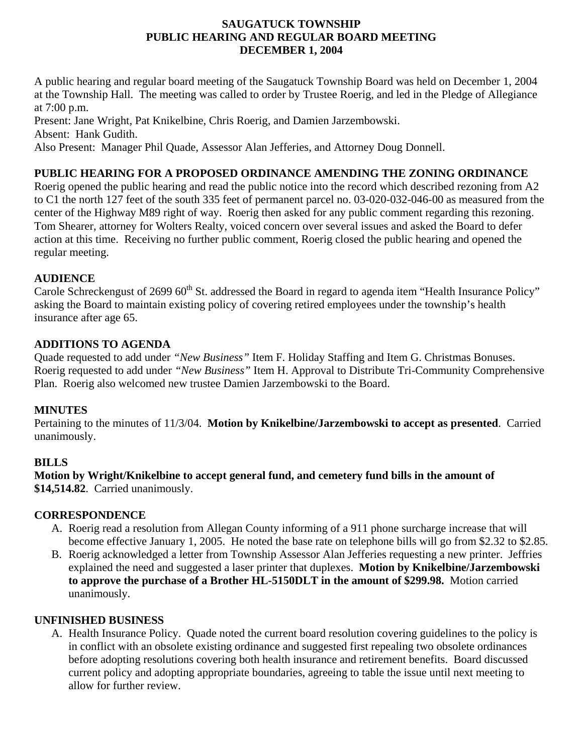# SAUGATUCK TOWNSHIP
# PUBLIC HEARING AND REGULAR BOARD MEETING
# DECEMBER 1, 2004

A public hearing and regular board meeting of the Saugatuck Township Board was held on December 1, 2004 at the Township Hall. The meeting was called to order by Trustee Roerig, and led in the Pledge of Allegiance at 7:00 p.m.

Present: Jane Wright, Pat Knikelbine, Chris Roerig, and Damien Jarzembowski.

Absent: Hank Gudith.

Also Present: Manager Phil Quade, Assessor Alan Jefferies, and Attorney Doug Donnell.

## PUBLIC HEARING FOR A PROPOSED ORDINANCE AMENDING THE ZONING ORDINANCE

Roerig opened the public hearing and read the public notice into the record which described rezoning from A2 to C1 the north 127 feet of the south 335 feet of permanent parcel no. 03-020-032-046-00 as measured from the center of the Highway M89 right of way. Roerig then asked for any public comment regarding this rezoning. Tom Shearer, attorney for Wolters Realty, voiced concern over several issues and asked the Board to defer action at this time. Receiving no further public comment, Roerig closed the public hearing and opened the regular meeting.

## AUDIENCE

Carole Schreckengust of 2699 60th St. addressed the Board in regard to agenda item "Health Insurance Policy" asking the Board to maintain existing policy of covering retired employees under the township's health insurance after age 65.

## ADDITIONS TO AGENDA

Quade requested to add under *"New Business"* Item F. Holiday Staffing and Item G. Christmas Bonuses. Roerig requested to add under *"New Business"* Item H. Approval to Distribute Tri-Community Comprehensive Plan. Roerig also welcomed new trustee Damien Jarzembowski to the Board.

## MINUTES

Pertaining to the minutes of 11/3/04. **Motion by Knikelbine/Jarzembowski to accept as presented**. Carried unanimously.

## BILLS

**Motion by Wright/Knikelbine to accept general fund, and cemetery fund bills in the amount of $14,514.82**. Carried unanimously.

## CORRESPONDENCE

A. Roerig read a resolution from Allegan County informing of a 911 phone surcharge increase that will become effective January 1, 2005. He noted the base rate on telephone bills will go from $2.32 to $2.85.
B. Roerig acknowledged a letter from Township Assessor Alan Jefferies requesting a new printer. Jeffries explained the need and suggested a laser printer that duplexes. **Motion by Knikelbine/Jarzembowski to approve the purchase of a Brother HL-5150DLT in the amount of $299.98.** Motion carried unanimously.

## UNFINISHED BUSINESS

A. Health Insurance Policy. Quade noted the current board resolution covering guidelines to the policy is in conflict with an obsolete existing ordinance and suggested first repealing two obsolete ordinances before adopting resolutions covering both health insurance and retirement benefits. Board discussed current policy and adopting appropriate boundaries, agreeing to table the issue until next meeting to allow for further review.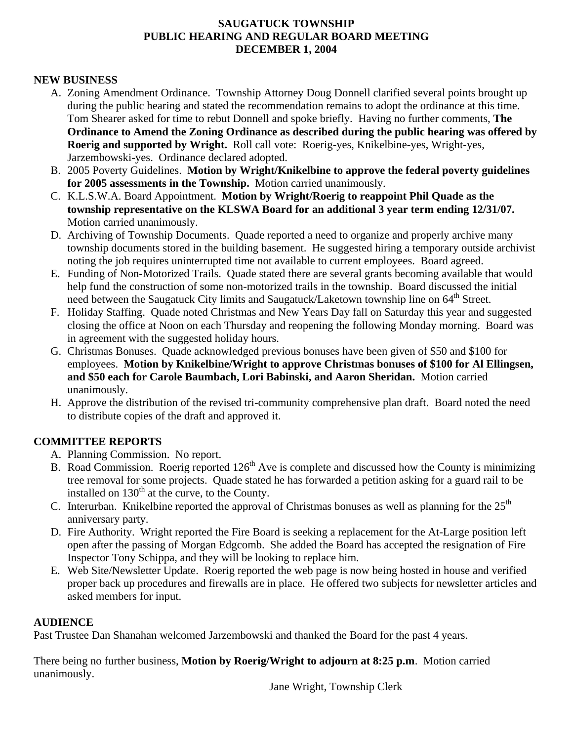**SAUGATUCK TOWNSHIP**
**PUBLIC HEARING AND REGULAR BOARD MEETING**
**DECEMBER 1, 2004**

**NEW BUSINESS**

A. Zoning Amendment Ordinance. Township Attorney Doug Donnell clarified several points brought up during the public hearing and stated the recommendation remains to adopt the ordinance at this time. Tom Shearer asked for time to rebut Donnell and spoke briefly. Having no further comments, **The Ordinance to Amend the Zoning Ordinance as described during the public hearing was offered by Roerig and supported by Wright.** Roll call vote: Roerig-yes, Knikelbine-yes, Wright-yes, Jarzembowski-yes. Ordinance declared adopted.
B. 2005 Poverty Guidelines. **Motion by Wright/Knikelbine to approve the federal poverty guidelines for 2005 assessments in the Township.** Motion carried unanimously.
C. K.L.S.W.A. Board Appointment. **Motion by Wright/Roerig to reappoint Phil Quade as the township representative on the KLSWA Board for an additional 3 year term ending 12/31/07.** Motion carried unanimously.
D. Archiving of Township Documents. Quade reported a need to organize and properly archive many township documents stored in the building basement. He suggested hiring a temporary outside archivist noting the job requires uninterrupted time not available to current employees. Board agreed.
E. Funding of Non-Motorized Trails. Quade stated there are several grants becoming available that would help fund the construction of some non-motorized trails in the township. Board discussed the initial need between the Saugatuck City limits and Saugatuck/Laketown township line on 64th Street.
F. Holiday Staffing. Quade noted Christmas and New Years Day fall on Saturday this year and suggested closing the office at Noon on each Thursday and reopening the following Monday morning. Board was in agreement with the suggested holiday hours.
G. Christmas Bonuses. Quade acknowledged previous bonuses have been given of \$50 and \$100 for employees. **Motion by Knikelbine/Wright to approve Christmas bonuses of \$100 for Al Ellingsen, and \$50 each for Carole Baumbach, Lori Babinski, and Aaron Sheridan.** Motion carried unanimously.
H. Approve the distribution of the revised tri-community comprehensive plan draft. Board noted the need to distribute copies of the draft and approved it.

**COMMITTEE REPORTS**

A. Planning Commission. No report.
B. Road Commission. Roerig reported 126th Ave is complete and discussed how the County is minimizing tree removal for some projects. Quade stated he has forwarded a petition asking for a guard rail to be installed on 130th at the curve, to the County.
C. Interurban. Knikelbine reported the approval of Christmas bonuses as well as planning for the 25th anniversary party.
D. Fire Authority. Wright reported the Fire Board is seeking a replacement for the At-Large position left open after the passing of Morgan Edgcomb. She added the Board has accepted the resignation of Fire Inspector Tony Schippa, and they will be looking to replace him.
E. Web Site/Newsletter Update. Roerig reported the web page is now being hosted in house and verified proper back up procedures and firewalls are in place. He offered two subjects for newsletter articles and asked members for input.

**AUDIENCE**

Past Trustee Dan Shanahan welcomed Jarzembowski and thanked the Board for the past 4 years.

There being no further business, **Motion by Roerig/Wright to adjourn at 8:25 p.m**. Motion carried unanimously.

Jane Wright, Township Clerk